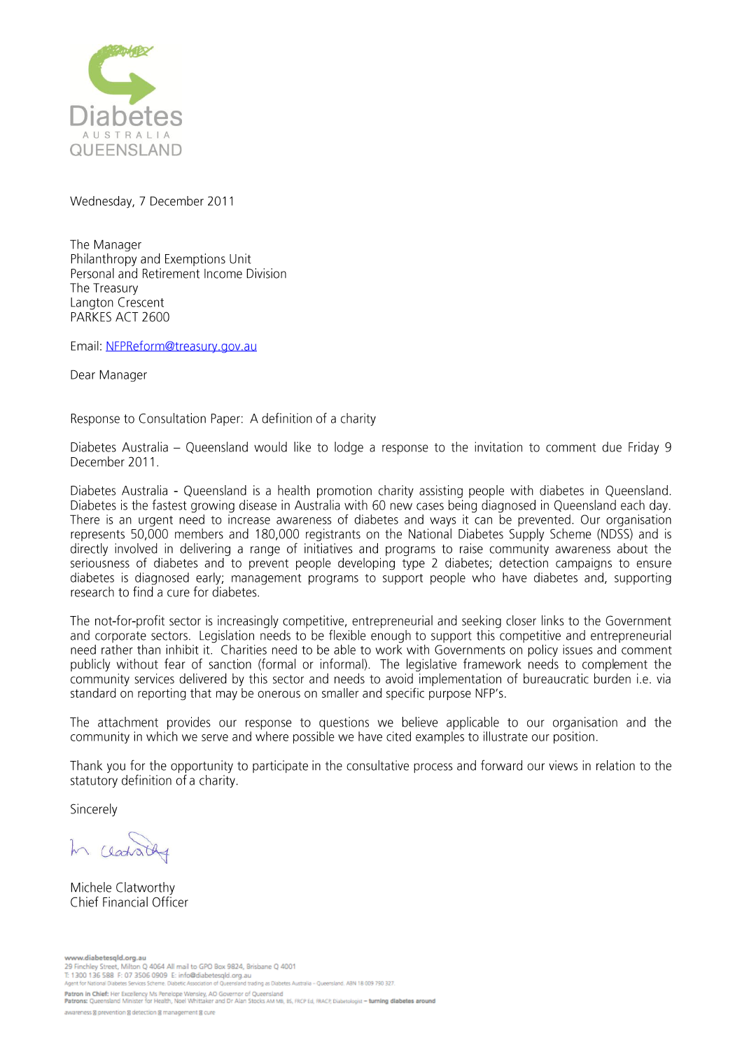Diabetes
AUSTRALIA
QUEENSLAND

Wednesday, 7 December 2011

The Manager
Philanthropy and Exemptions Unit
Personal and Retirement Income Division
The Treasury
Langton Crescent
PARKES ACT 2600

Email: NFPReform@treasury.gov.au

Dear Manager

Response to Consultation Paper: A definition of a charity

Diabetes Australia – Queensland would like to lodge a response to the invitation to comment due Friday 9 December 2011.

Diabetes Australia - Queensland is a health promotion charity assisting people with diabetes in Queensland. Diabetes is the fastest growing disease in Australia with 60 new cases being diagnosed in Queensland each day. There is an urgent need to increase awareness of diabetes and ways it can be prevented. Our organisation represents 50,000 members and 180,000 registrants on the National Diabetes Supply Scheme (NDSS) and is directly involved in delivering a range of initiatives and programs to raise community awareness about the seriousness of diabetes and to prevent people developing type 2 diabetes; detection campaigns to ensure diabetes is diagnosed early; management programs to support people who have diabetes and, supporting research to find a cure for diabetes.

The not-for-profit sector is increasingly competitive, entrepreneurial and seeking closer links to the Government and corporate sectors. Legislation needs to be flexible enough to support this competitive and entrepreneurial need rather than inhibit it. Charities need to be able to work with Governments on policy issues and comment publicly without fear of sanction (formal or informal). The legislative framework needs to complement the community services delivered by this sector and needs to avoid implementation of bureaucratic burden i.e. via standard on reporting that may be onerous on smaller and specific purpose NFP's.

The attachment provides our response to questions we believe applicable to our organisation and the community in which we serve and where possible we have cited examples to illustrate our position.

Thank you for the opportunity to participate in the consultative process and forward our views in relation to the statutory definition of a charity.

Sincerely

Michele Clatworthy
Chief Financial Officer

www.diabetesqld.org.au
29 Finchley Street, Milton Q 4064 All mail to GPO Box 9824, Brisbane Q 4001
T: 1300 136 588 F: 07 3506 0909 E: info@diabetesqld.org.au
Agent for National Diabetes Services Scheme. Diabetic Association of Queensland trading as Diabetes Australia – Queensland. ABN 18 009 790 327.
Patron in Chief: Her Excellency Ms Penelope Wensley, AO Governor of Queensland
Patrons: Queensland Minister for Health, Noel Whittaker and Dr Alan Stocks AM MB, BS, FRCP Ed, FRACP, Diabetologist – turning diabetes around
awareness prevention detection management cure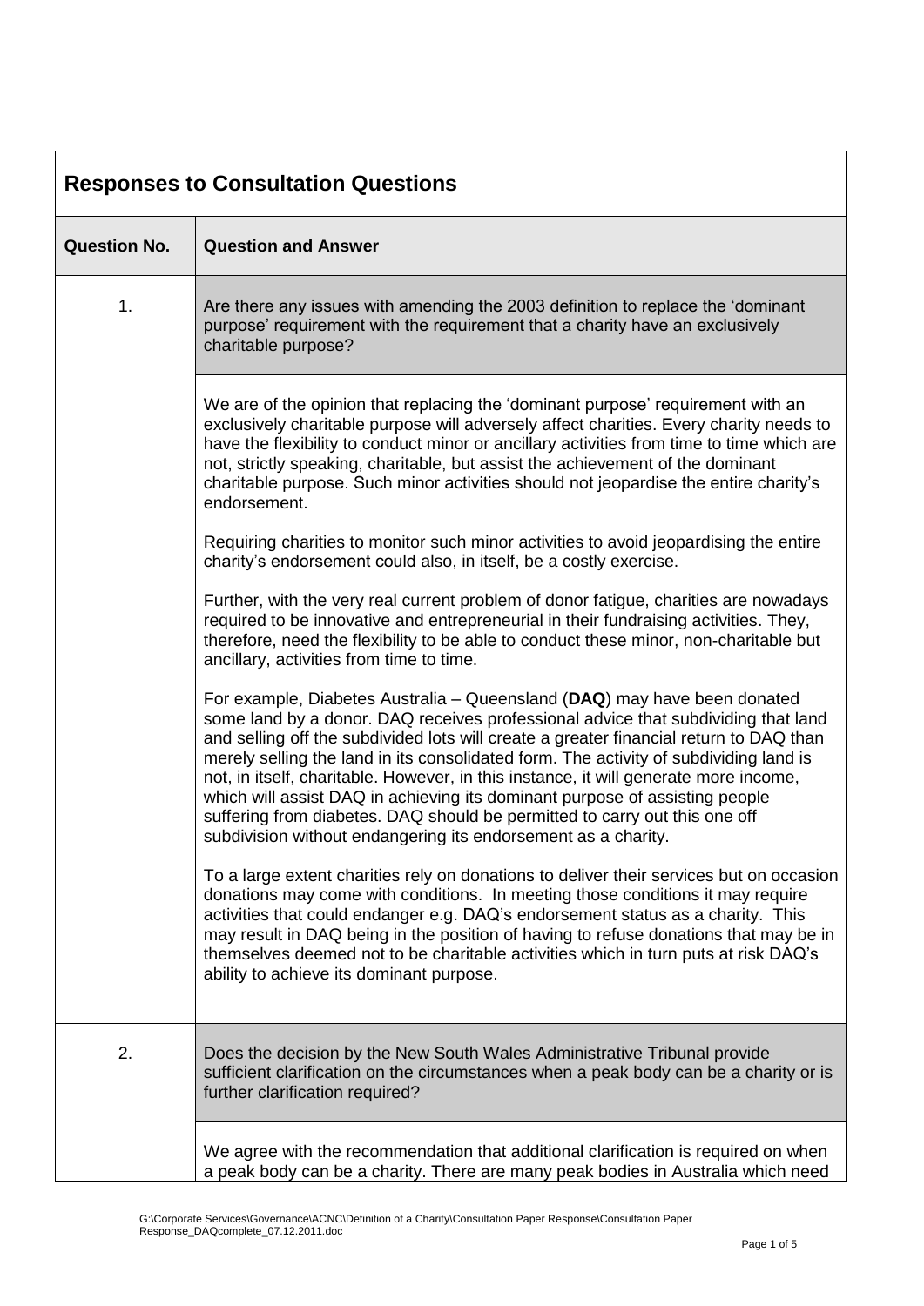| Responses to Consultation Questions | |
| --- | --- |
| **Question No.** | **Question and Answer** |
| 1. | Are there any issues with amending the 2003 definition to replace the 'dominant purpose' requirement with the requirement that a charity have an exclusively charitable purpose? |
| | We are of the opinion that replacing the 'dominant purpose' requirement with an exclusively charitable purpose will adversely affect charities. Every charity needs to have the flexibility to conduct minor or ancillary activities from time to time which are not, strictly speaking, charitable, but assist the achievement of the dominant charitable purpose. Such minor activities should not jeopardise the entire charity's endorsement.<br><br>Requiring charities to monitor such minor activities to avoid jeopardising the entire charity's endorsement could also, in itself, be a costly exercise.<br><br>Further, with the very real current problem of donor fatigue, charities are nowadays required to be innovative and entrepreneurial in their fundraising activities. They, therefore, need the flexibility to be able to conduct these minor, non-charitable but ancillary, activities from time to time.<br><br>For example, Diabetes Australia – Queensland (**DAQ**) may have been donated some land by a donor. DAQ receives professional advice that subdividing that land and selling off the subdivided lots will create a greater financial return to DAQ than merely selling the land in its consolidated form. The activity of subdividing land is not, in itself, charitable. However, in this instance, it will generate more income, which will assist DAQ in achieving its dominant purpose of assisting people suffering from diabetes. DAQ should be permitted to carry out this one off subdivision without endangering its endorsement as a charity.<br><br>To a large extent charities rely on donations to deliver their services but on occasion donations may come with conditions. In meeting those conditions it may require activities that could endanger e.g. DAQ's endorsement status as a charity. This may result in DAQ being in the position of having to refuse donations that may be in themselves deemed not to be charitable activities which in turn puts at risk DAQ's ability to achieve its dominant purpose. |
| 2. | Does the decision by the New South Wales Administrative Tribunal provide sufficient clarification on the circumstances when a peak body can be a charity or is further clarification required? |
| | We agree with the recommendation that additional clarification is required on when a peak body can be a charity. There are many peak bodies in Australia which need |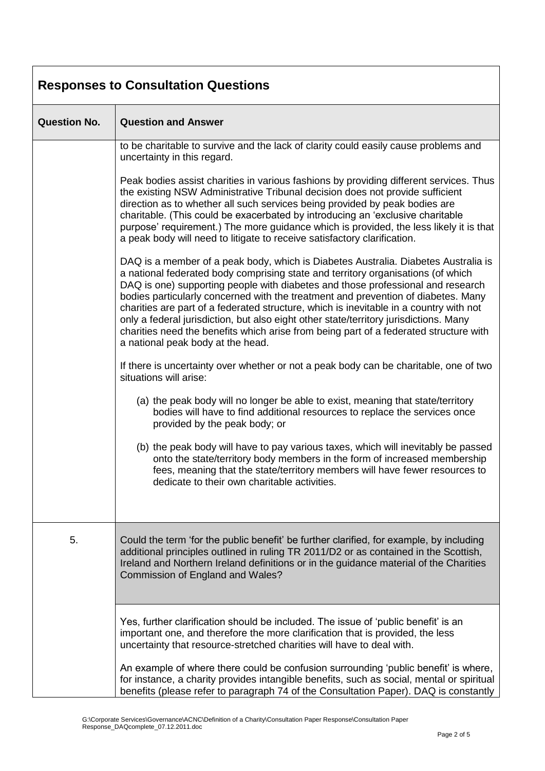## Responses to Consultation Questions

| Question No. | Question and Answer |
| --- | --- |
| | to be charitable to survive and the lack of clarity could easily cause problems and uncertainty in this regard.<br><br>Peak bodies assist charities in various fashions by providing different services. Thus the existing NSW Administrative Tribunal decision does not provide sufficient direction as to whether all such services being provided by peak bodies are charitable. (This could be exacerbated by introducing an 'exclusive charitable purpose' requirement.) The more guidance which is provided, the less likely it is that a peak body will need to litigate to receive satisfactory clarification.<br><br>DAQ is a member of a peak body, which is Diabetes Australia. Diabetes Australia is a national federated body comprising state and territory organisations (of which DAQ is one) supporting people with diabetes and those professional and research bodies particularly concerned with the treatment and prevention of diabetes. Many charities are part of a federated structure, which is inevitable in a country with not only a federal jurisdiction, but also eight other state/territory jurisdictions. Many charities need the benefits which arise from being part of a federated structure with a national peak body at the head.<br><br>If there is uncertainty over whether or not a peak body can be charitable, one of two situations will arise:<br><br>(a) the peak body will no longer be able to exist, meaning that state/territory bodies will have to find additional resources to replace the services once provided by the peak body; or<br><br>(b) the peak body will have to pay various taxes, which will inevitably be passed onto the state/territory body members in the form of increased membership fees, meaning that the state/territory members will have fewer resources to dedicate to their own charitable activities. |
| 5. | Could the term 'for the public benefit' be further clarified, for example, by including additional principles outlined in ruling TR 2011/D2 or as contained in the Scottish, Ireland and Northern Ireland definitions or in the guidance material of the Charities Commission of England and Wales? |
| | Yes, further clarification should be included. The issue of 'public benefit' is an important one, and therefore the more clarification that is provided, the less uncertainty that resource-stretched charities will have to deal with.<br><br>An example of where there could be confusion surrounding 'public benefit' is where, for instance, a charity provides intangible benefits, such as social, mental or spiritual benefits (please refer to paragraph 74 of the Consultation Paper). DAQ is constantly |

G:\Corporate Services\Governance\ACNC\Definition of a Charity\Consultation Paper Response\Consultation Paper Response_DAQcomplete_07.12.2011.doc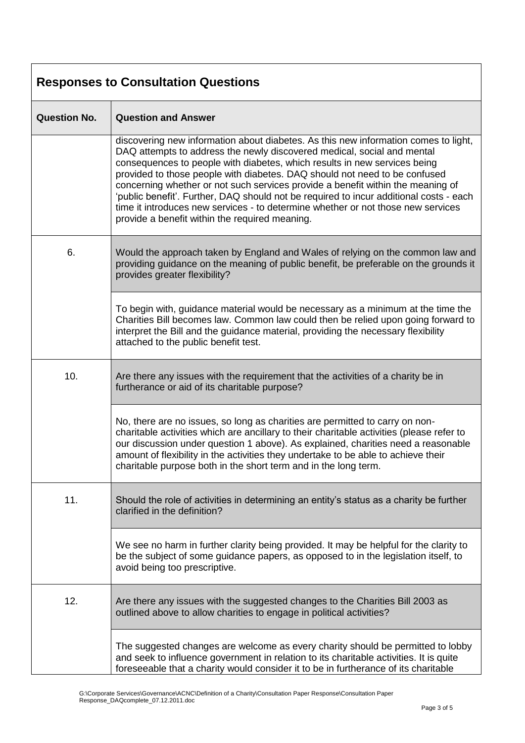## Responses to Consultation Questions

| Question No. | Question and Answer |
|---|---|
| | discovering new information about diabetes. As this new information comes to light, DAQ attempts to address the newly discovered medical, social and mental consequences to people with diabetes, which results in new services being provided to those people with diabetes. DAQ should not need to be confused concerning whether or not such services provide a benefit within the meaning of 'public benefit'. Further, DAQ should not be required to incur additional costs - each time it introduces new services - to determine whether or not those new services provide a benefit within the required meaning. |
| 6. | Would the approach taken by England and Wales of relying on the common law and providing guidance on the meaning of public benefit, be preferable on the grounds it provides greater flexibility? |
| | To begin with, guidance material would be necessary as a minimum at the time the Charities Bill becomes law. Common law could then be relied upon going forward to interpret the Bill and the guidance material, providing the necessary flexibility attached to the public benefit test. |
| 10. | Are there any issues with the requirement that the activities of a charity be in furtherance or aid of its charitable purpose? |
| | No, there are no issues, so long as charities are permitted to carry on non-charitable activities which are ancillary to their charitable activities (please refer to our discussion under question 1 above). As explained, charities need a reasonable amount of flexibility in the activities they undertake to be able to achieve their charitable purpose both in the short term and in the long term. |
| 11. | Should the role of activities in determining an entity's status as a charity be further clarified in the definition? |
| | We see no harm in further clarity being provided. It may be helpful for the clarity to be the subject of some guidance papers, as opposed to in the legislation itself, to avoid being too prescriptive. |
| 12. | Are there any issues with the suggested changes to the Charities Bill 2003 as outlined above to allow charities to engage in political activities? |
| | The suggested changes are welcome as every charity should be permitted to lobby and seek to influence government in relation to its charitable activities. It is quite foreseeable that a charity would consider it to be in furtherance of its charitable |

G:\Corporate Services\Governance\ACNC\Definition of a Charity\Consultation Paper Response\Consultation Paper Response_DAQcomplete_07.12.2011.doc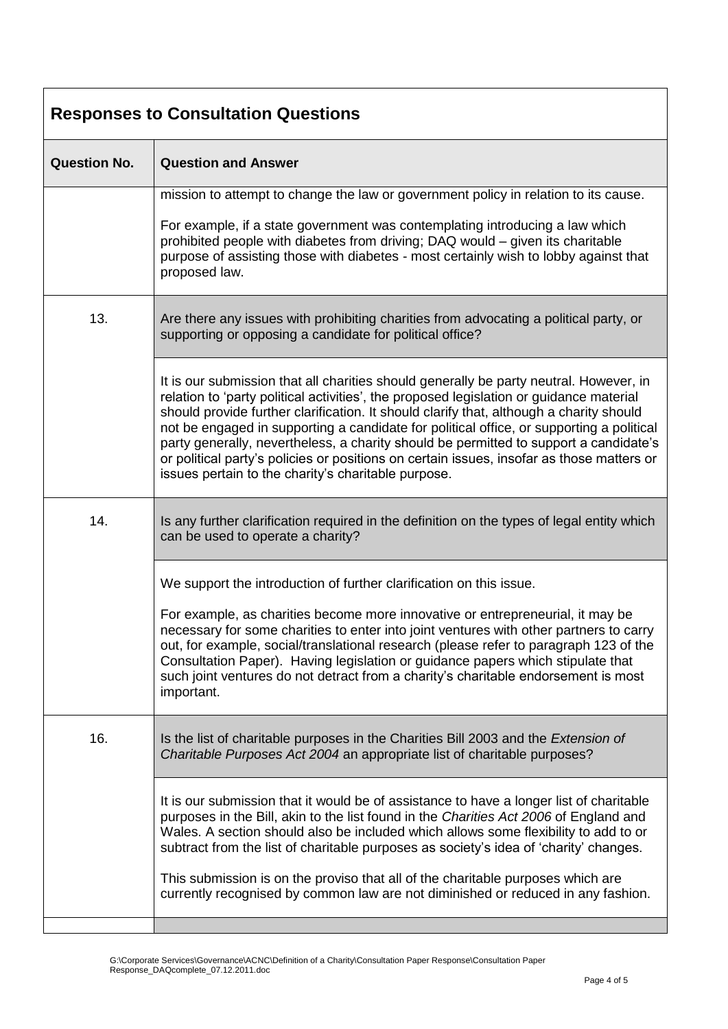## Responses to Consultation Questions

| Question No. | Question and Answer |
|---|---|
| | mission to attempt to change the law or government policy in relation to its cause.<br><br>For example, if a state government was contemplating introducing a law which prohibited people with diabetes from driving; DAQ would – given its charitable purpose of assisting those with diabetes - most certainly wish to lobby against that proposed law. |
| 13. | Are there any issues with prohibiting charities from advocating a political party, or supporting or opposing a candidate for political office? |
| | It is our submission that all charities should generally be party neutral. However, in relation to 'party political activities', the proposed legislation or guidance material should provide further clarification. It should clarify that, although a charity should not be engaged in supporting a candidate for political office, or supporting a political party generally, nevertheless, a charity should be permitted to support a candidate's or political party's policies or positions on certain issues, insofar as those matters or issues pertain to the charity's charitable purpose. |
| 14. | Is any further clarification required in the definition on the types of legal entity which can be used to operate a charity? |
| | We support the introduction of further clarification on this issue.<br><br>For example, as charities become more innovative or entrepreneurial, it may be necessary for some charities to enter into joint ventures with other partners to carry out, for example, social/translational research (please refer to paragraph 123 of the Consultation Paper). Having legislation or guidance papers which stipulate that such joint ventures do not detract from a charity's charitable endorsement is most important. |
| 16. | Is the list of charitable purposes in the Charities Bill 2003 and the *Extension of Charitable Purposes Act 2004* an appropriate list of charitable purposes? |
| | It is our submission that it would be of assistance to have a longer list of charitable purposes in the Bill, akin to the list found in the *Charities Act 2006* of England and Wales. A section should also be included which allows some flexibility to add to or subtract from the list of charitable purposes as society's idea of 'charity' changes.<br><br>This submission is on the proviso that all of the charitable purposes which are currently recognised by common law are not diminished or reduced in any fashion. |
| | |

G:\Corporate Services\Governance\ACNC\Definition of a Charity\Consultation Paper Response\Consultation Paper Response_DAQcomplete_07.12.2011.doc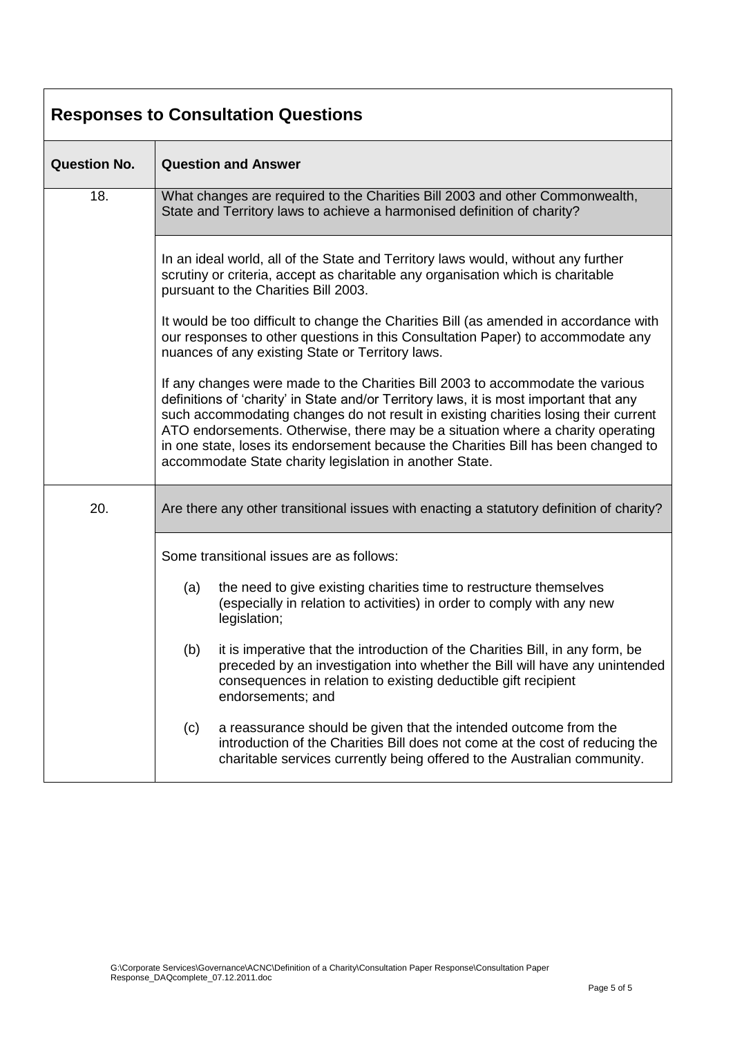| **Responses to Consultation Questions** | |
|---|---|
| **Question No.** | **Question and Answer** |
| 18. | What changes are required to the Charities Bill 2003 and other Commonwealth, State and Territory laws to achieve a harmonised definition of charity? |
| | In an ideal world, all of the State and Territory laws would, without any further scrutiny or criteria, accept as charitable any organisation which is charitable pursuant to the Charities Bill 2003.<br><br>It would be too difficult to change the Charities Bill (as amended in accordance with our responses to other questions in this Consultation Paper) to accommodate any nuances of any existing State or Territory laws.<br><br>If any changes were made to the Charities Bill 2003 to accommodate the various definitions of 'charity' in State and/or Territory laws, it is most important that any such accommodating changes do not result in existing charities losing their current ATO endorsements. Otherwise, there may be a situation where a charity operating in one state, loses its endorsement because the Charities Bill has been changed to accommodate State charity legislation in another State. |
| 20. | Are there any other transitional issues with enacting a statutory definition of charity? |
| | Some transitional issues are as follows:<br><br>(a) the need to give existing charities time to restructure themselves (especially in relation to activities) in order to comply with any new legislation;<br><br>(b) it is imperative that the introduction of the Charities Bill, in any form, be preceded by an investigation into whether the Bill will have any unintended consequences in relation to existing deductible gift recipient endorsements; and<br><br>(c) a reassurance should be given that the intended outcome from the introduction of the Charities Bill does not come at the cost of reducing the charitable services currently being offered to the Australian community. |

G:\Corporate Services\Governance\ACNC\Definition of a Charity\Consultation Paper Response\Consultation Paper Response_DAQcomplete_07.12.2011.doc